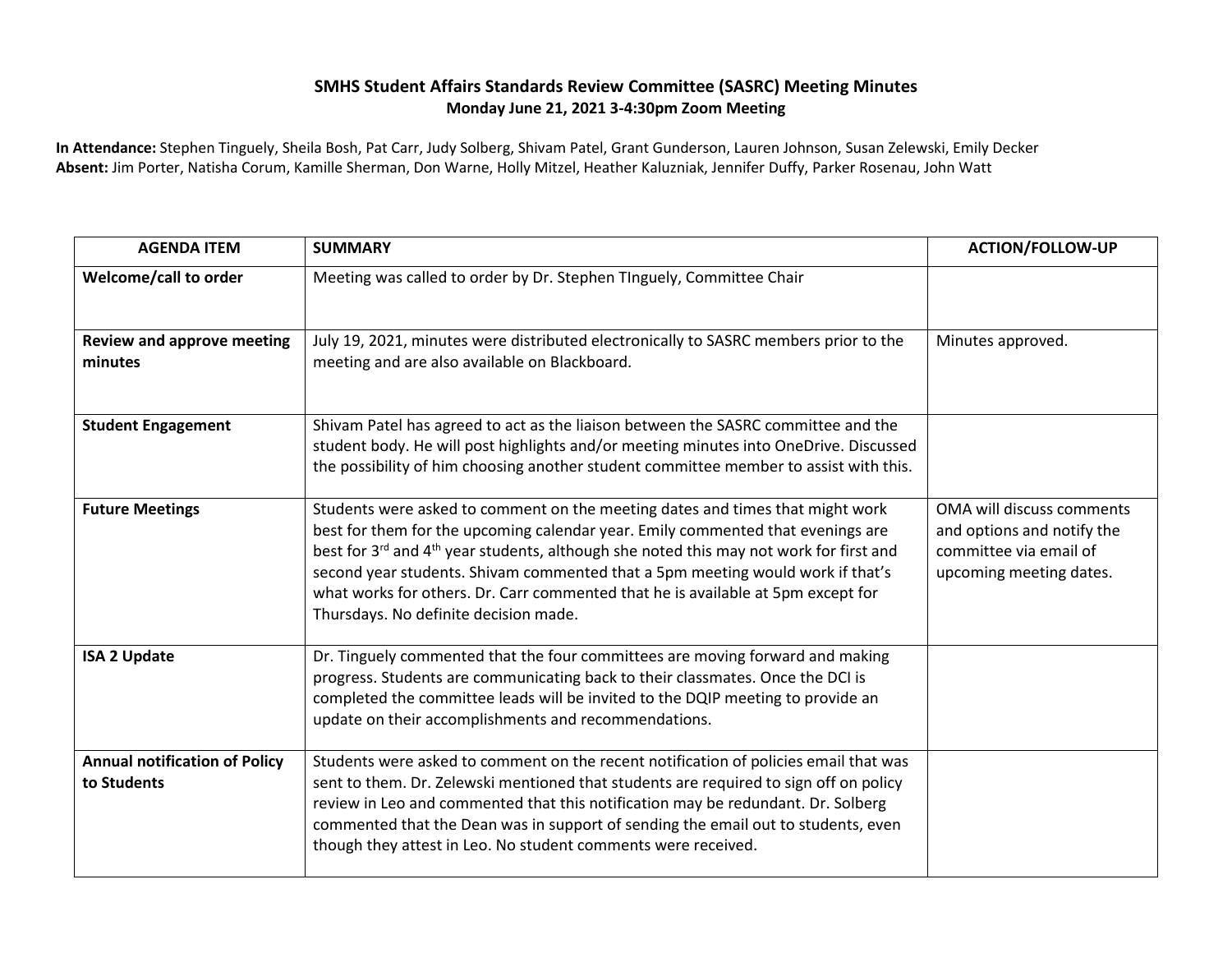# SMHS Student Affairs Standards Review Committee (SASRC) Meeting Minutes

**Monday June 21, 2021 3-4:30pm Zoom Meeting**

**In Attendance:** Stephen Tinguely, Sheila Bosh, Pat Carr, Judy Solberg, Shivam Patel, Grant Gunderson, Lauren Johnson, Susan Zelewski, Emily Decker
**Absent:** Jim Porter, Natisha Corum, Kamille Sherman, Don Warne, Holly Mitzel, Heather Kaluzniak, Jennifer Duffy, Parker Rosenau, John Watt

| AGENDA ITEM | SUMMARY | ACTION/FOLLOW-UP |
|---|---|---|
| **Welcome/call to order** | Meeting was called to order by Dr. Stephen TInguely, Committee Chair | |
| **Review and approve meeting minutes** | July 19, 2021, minutes were distributed electronically to SASRC members prior to the meeting and are also available on Blackboard. | Minutes approved. |
| **Student Engagement** | Shivam Patel has agreed to act as the liaison between the SASRC committee and the student body. He will post highlights and/or meeting minutes into OneDrive. Discussed the possibility of him choosing another student committee member to assist with this. | |
| **Future Meetings** | Students were asked to comment on the meeting dates and times that might work best for them for the upcoming calendar year. Emily commented that evenings are best for 3rd and 4th year students, although she noted this may not work for first and second year students. Shivam commented that a 5pm meeting would work if that's what works for others. Dr. Carr commented that he is available at 5pm except for Thursdays. No definite decision made. | OMA will discuss comments and options and notify the committee via email of upcoming meeting dates. |
| **ISA 2 Update** | Dr. Tinguely commented that the four committees are moving forward and making progress. Students are communicating back to their classmates. Once the DCI is completed the committee leads will be invited to the DQIP meeting to provide an update on their accomplishments and recommendations. | |
| **Annual notification of Policy to Students** | Students were asked to comment on the recent notification of policies email that was sent to them. Dr. Zelewski mentioned that students are required to sign off on policy review in Leo and commented that this notification may be redundant. Dr. Solberg commented that the Dean was in support of sending the email out to students, even though they attest in Leo. No student comments were received. | |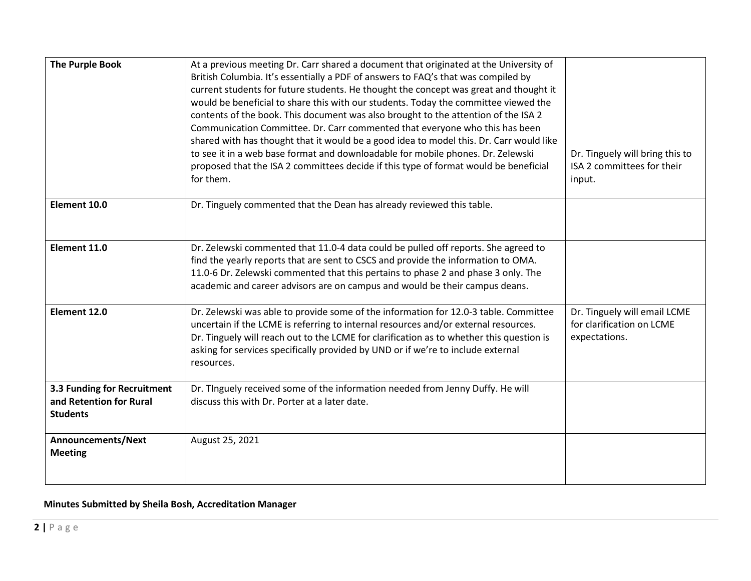| | | |
|---|---|---|
| **The Purple Book** | At a previous meeting Dr. Carr shared a document that originated at the University of British Columbia. It's essentially a PDF of answers to FAQ's that was compiled by current students for future students. He thought the concept was great and thought it would be beneficial to share this with our students. Today the committee viewed the contents of the book. This document was also brought to the attention of the ISA 2 Communication Committee. Dr. Carr commented that everyone who this has been shared with has thought that it would be a good idea to model this. Dr. Carr would like to see it in a web base format and downloadable for mobile phones. Dr. Zelewski proposed that the ISA 2 committees decide if this type of format would be beneficial for them. | Dr. Tinguely will bring this to ISA 2 committees for their input. |
| **Element 10.0** | Dr. Tinguely commented that the Dean has already reviewed this table. | |
| **Element 11.0** | Dr. Zelewski commented that 11.0-4 data could be pulled off reports. She agreed to find the yearly reports that are sent to CSCS and provide the information to OMA. 11.0-6 Dr. Zelewski commented that this pertains to phase 2 and phase 3 only. The academic and career advisors are on campus and would be their campus deans. | |
| **Element 12.0** | Dr. Zelewski was able to provide some of the information for 12.0-3 table. Committee uncertain if the LCME is referring to internal resources and/or external resources. Dr. Tinguely will reach out to the LCME for clarification as to whether this question is asking for services specifically provided by UND or if we're to include external resources. | Dr. Tinguely will email LCME for clarification on LCME expectations. |
| **3.3 Funding for Recruitment and Retention for Rural Students** | Dr. TInguely received some of the information needed from Jenny Duffy. He will discuss this with Dr. Porter at a later date. | |
| **Announcements/Next Meeting** | August 25, 2021 | |

**Minutes Submitted by Sheila Bosh, Accreditation Manager**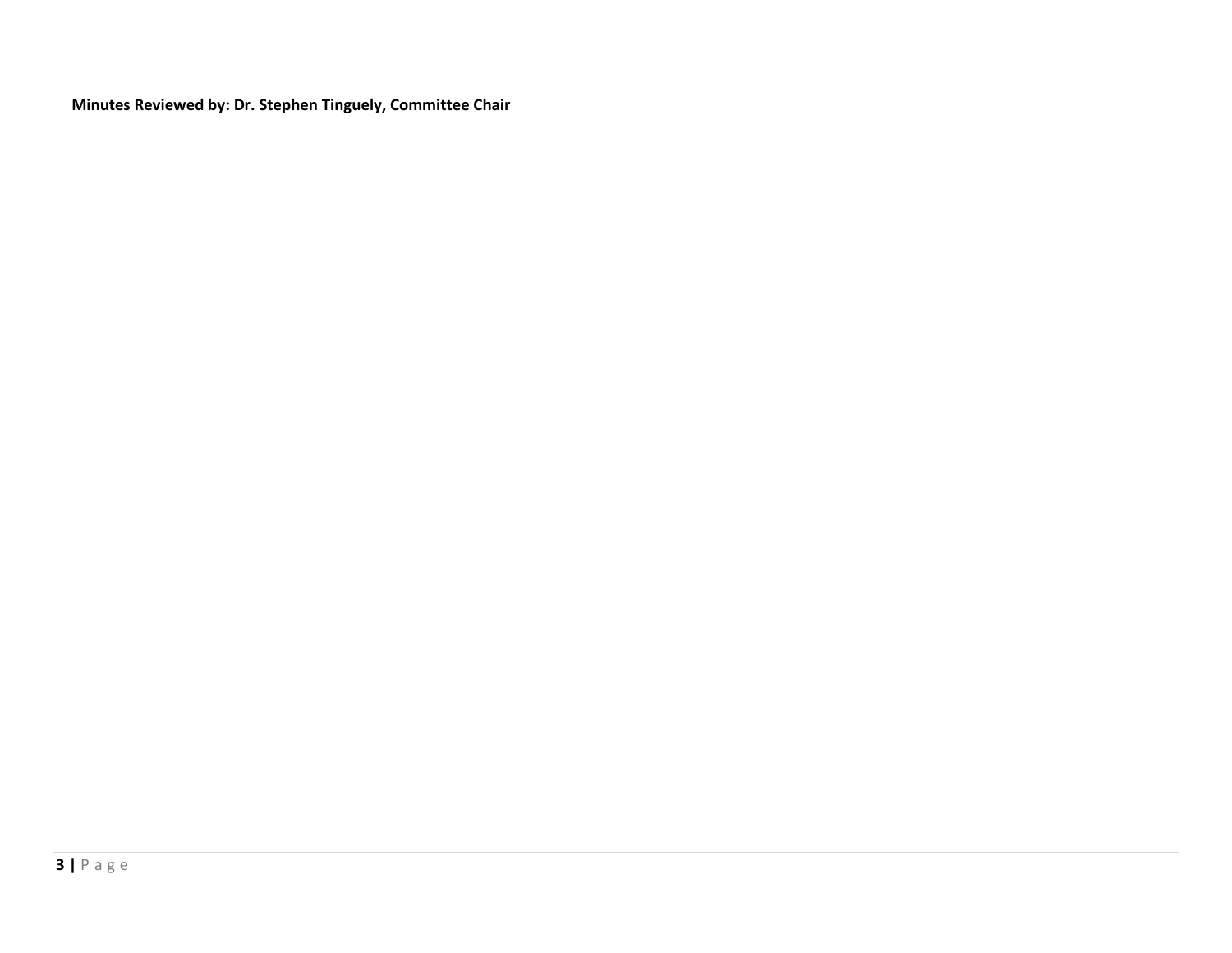**Minutes Reviewed by: Dr. Stephen Tinguely, Committee Chair**